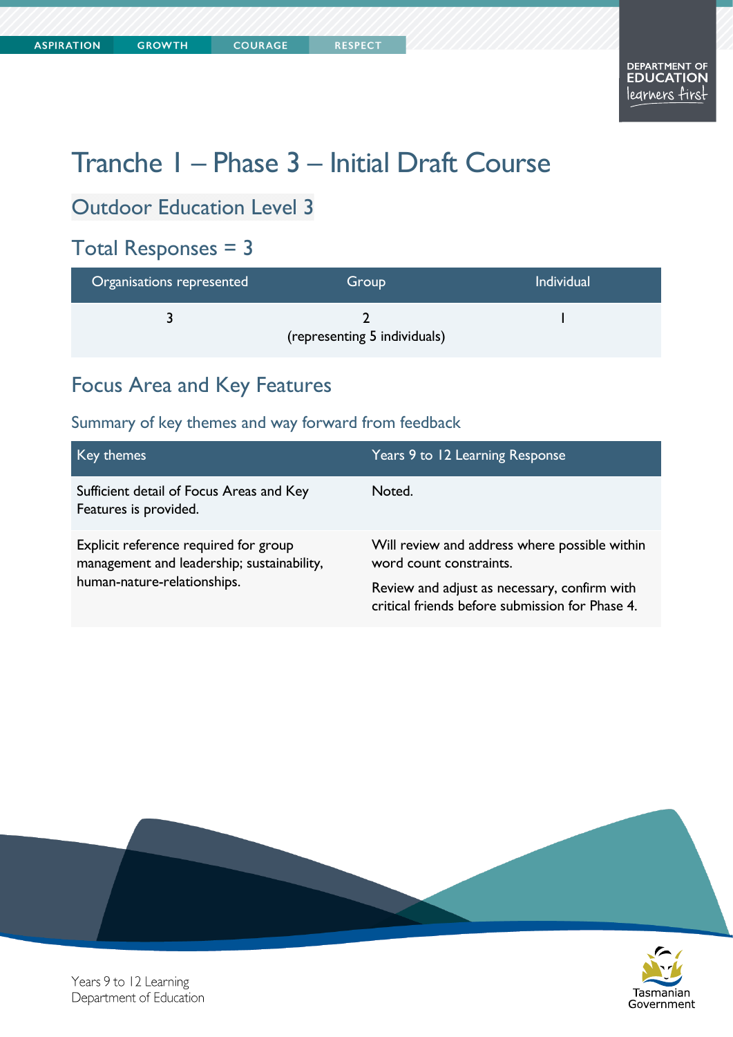# Tranche 1 – Phase 3 – Initial Draft Course

## Outdoor Education Level 3

## Total Responses = 3

| Organisations represented | Group | Individual |
| --- | --- | --- |
| 3 | 2 (representing 5 individuals) | 1 |

## Focus Area and Key Features

### Summary of key themes and way forward from feedback

| Key themes | Years 9 to 12 Learning Response |
| --- | --- |
| Sufficient detail of Focus Areas and Key Features is provided. | Noted. |
| Explicit reference required for group management and leadership; sustainability, human-nature-relationships. | Will review and address where possible within word count constraints. Review and adjust as necessary, confirm with critical friends before submission for Phase 4. |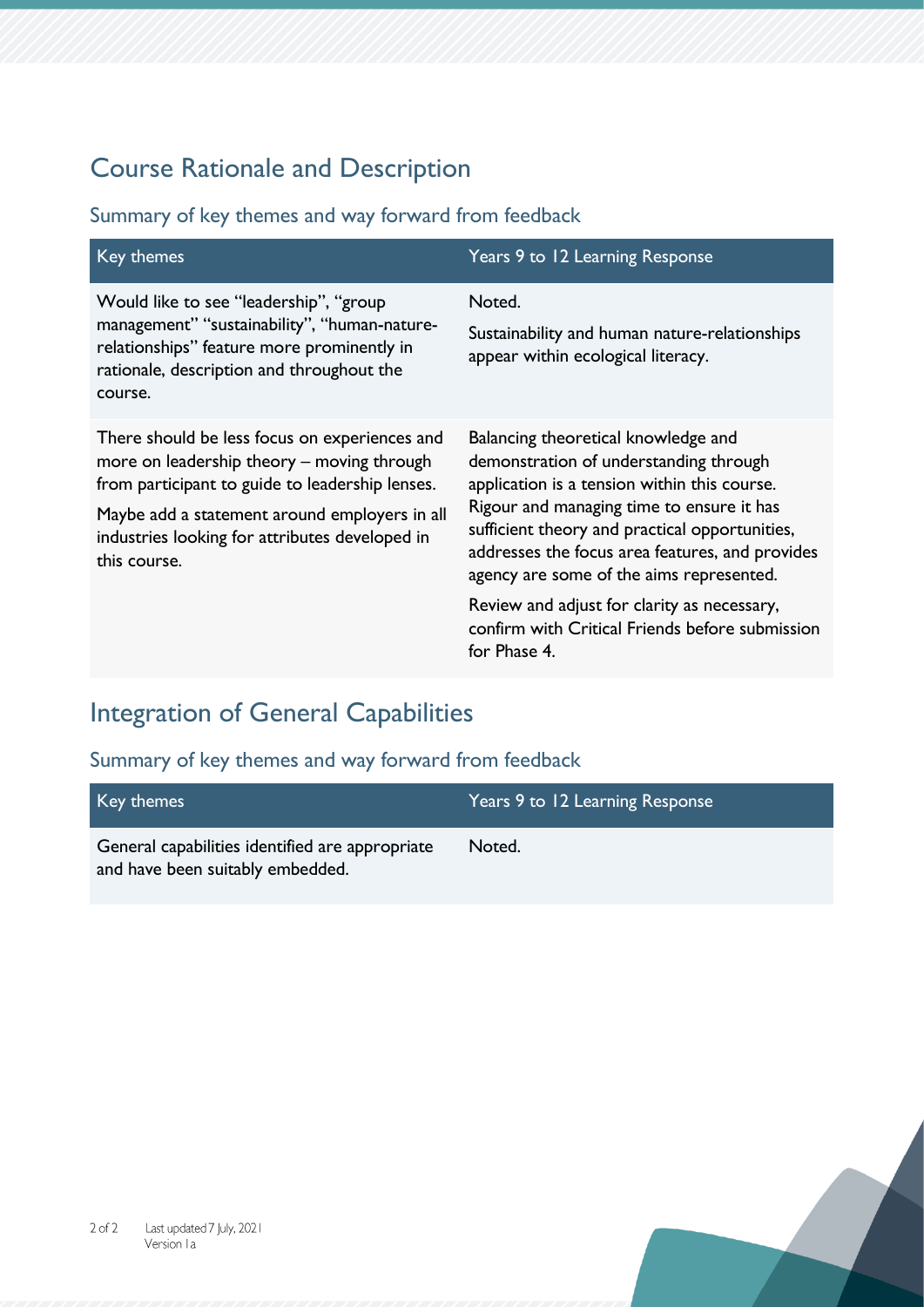## Course Rationale and Description

### Summary of key themes and way forward from feedback

| Key themes | Years 9 to 12 Learning Response |
| --- | --- |
| Would like to see "leadership", "group management" "sustainability", "human-nature-relationships" feature more prominently in rationale, description and throughout the course. | Noted.<br><br>Sustainability and human nature-relationships appear within ecological literacy. |
| There should be less focus on experiences and more on leadership theory – moving through from participant to guide to leadership lenses.<br><br>Maybe add a statement around employers in all industries looking for attributes developed in this course. | Balancing theoretical knowledge and demonstration of understanding through application is a tension within this course. Rigour and managing time to ensure it has sufficient theory and practical opportunities, addresses the focus area features, and provides agency are some of the aims represented.<br><br>Review and adjust for clarity as necessary, confirm with Critical Friends before submission for Phase 4. |

## Integration of General Capabilities

### Summary of key themes and way forward from feedback

| Key themes | Years 9 to 12 Learning Response |
| --- | --- |
| General capabilities identified are appropriate and have been suitably embedded. | Noted. |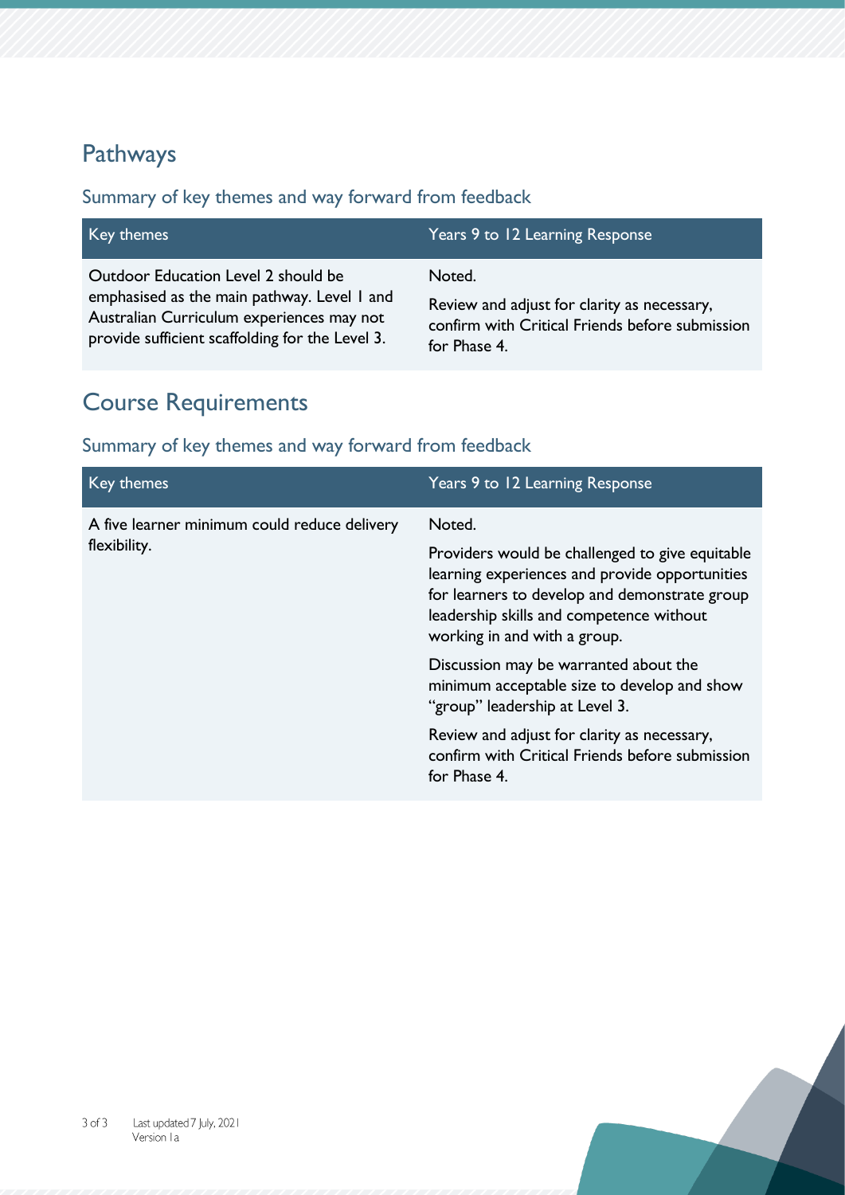## Pathways

### Summary of key themes and way forward from feedback

| Key themes | Years 9 to 12 Learning Response |
|---|---|
| Outdoor Education Level 2 should be emphasised as the main pathway. Level 1 and Australian Curriculum experiences may not provide sufficient scaffolding for the Level 3. | Noted.<br><br>Review and adjust for clarity as necessary, confirm with Critical Friends before submission for Phase 4. |

## Course Requirements

### Summary of key themes and way forward from feedback

| Key themes | Years 9 to 12 Learning Response |
|---|---|
| A five learner minimum could reduce delivery flexibility. | Noted.<br><br>Providers would be challenged to give equitable learning experiences and provide opportunities for learners to develop and demonstrate group leadership skills and competence without working in and with a group.<br><br>Discussion may be warranted about the minimum acceptable size to develop and show "group" leadership at Level 3.<br><br>Review and adjust for clarity as necessary, confirm with Critical Friends before submission for Phase 4. |

Last updated 7 July, 2021
Version 1a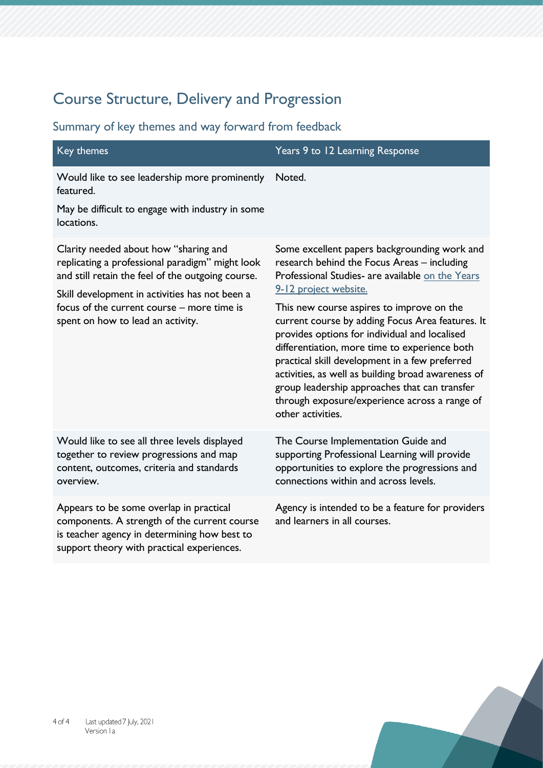## Course Structure, Delivery and Progression

### Summary of key themes and way forward from feedback

| Key themes | Years 9 to 12 Learning Response |
| --- | --- |
| Would like to see leadership more prominently featured.<br><br>May be difficult to engage with industry in some locations. | Noted. |
| Clarity needed about how "sharing and replicating a professional paradigm" might look and still retain the feel of the outgoing course.<br><br>Skill development in activities has not been a focus of the current course – more time is spent on how to lead an activity. | Some excellent papers backgrounding work and research behind the Focus Areas – including Professional Studies- are available on the Years 9-12 project website.<br><br>This new course aspires to improve on the current course by adding Focus Area features. It provides options for individual and localised differentiation, more time to experience both practical skill development in a few preferred activities, as well as building broad awareness of group leadership approaches that can transfer through exposure/experience across a range of other activities. |
| Would like to see all three levels displayed together to review progressions and map content, outcomes, criteria and standards overview. | The Course Implementation Guide and supporting Professional Learning will provide opportunities to explore the progressions and connections within and across levels. |
| Appears to be some overlap in practical components. A strength of the current course is teacher agency in determining how best to support theory with practical experiences. | Agency is intended to be a feature for providers and learners in all courses. |

Last updated 7 July, 2021
Version 1a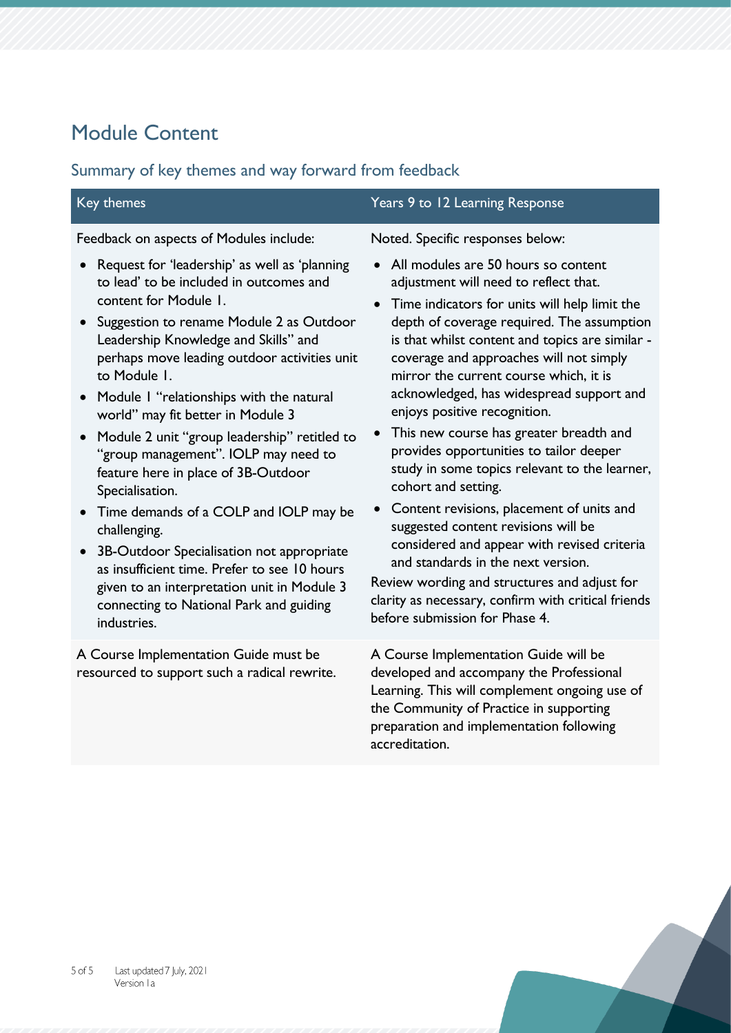## Module Content

### Summary of key themes and way forward from feedback

| Key themes | Years 9 to 12 Learning Response |
| --- | --- |
| Feedback on aspects of Modules include:<br>• Request for 'leadership' as well as 'planning to lead' to be included in outcomes and content for Module 1.<br>• Suggestion to rename Module 2 as Outdoor Leadership Knowledge and Skills" and perhaps move leading outdoor activities unit to Module 1.<br>• Module 1 "relationships with the natural world" may fit better in Module 3<br>• Module 2 unit "group leadership" retitled to "group management". IOLP may need to feature here in place of 3B-Outdoor Specialisation.<br>• Time demands of a COLP and IOLP may be challenging.<br>• 3B-Outdoor Specialisation not appropriate as insufficient time. Prefer to see 10 hours given to an interpretation unit in Module 3 connecting to National Park and guiding industries. | Noted. Specific responses below:<br>• All modules are 50 hours so content adjustment will need to reflect that.<br>• Time indicators for units will help limit the depth of coverage required. The assumption is that whilst content and topics are similar - coverage and approaches will not simply mirror the current course which, it is acknowledged, has widespread support and enjoys positive recognition.<br>• This new course has greater breadth and provides opportunities to tailor deeper study in some topics relevant to the learner, cohort and setting.<br>• Content revisions, placement of units and suggested content revisions will be considered and appear with revised criteria and standards in the next version.<br>Review wording and structures and adjust for clarity as necessary, confirm with critical friends before submission for Phase 4. |
| A Course Implementation Guide must be resourced to support such a radical rewrite. | A Course Implementation Guide will be developed and accompany the Professional Learning. This will complement ongoing use of the Community of Practice in supporting preparation and implementation following accreditation. |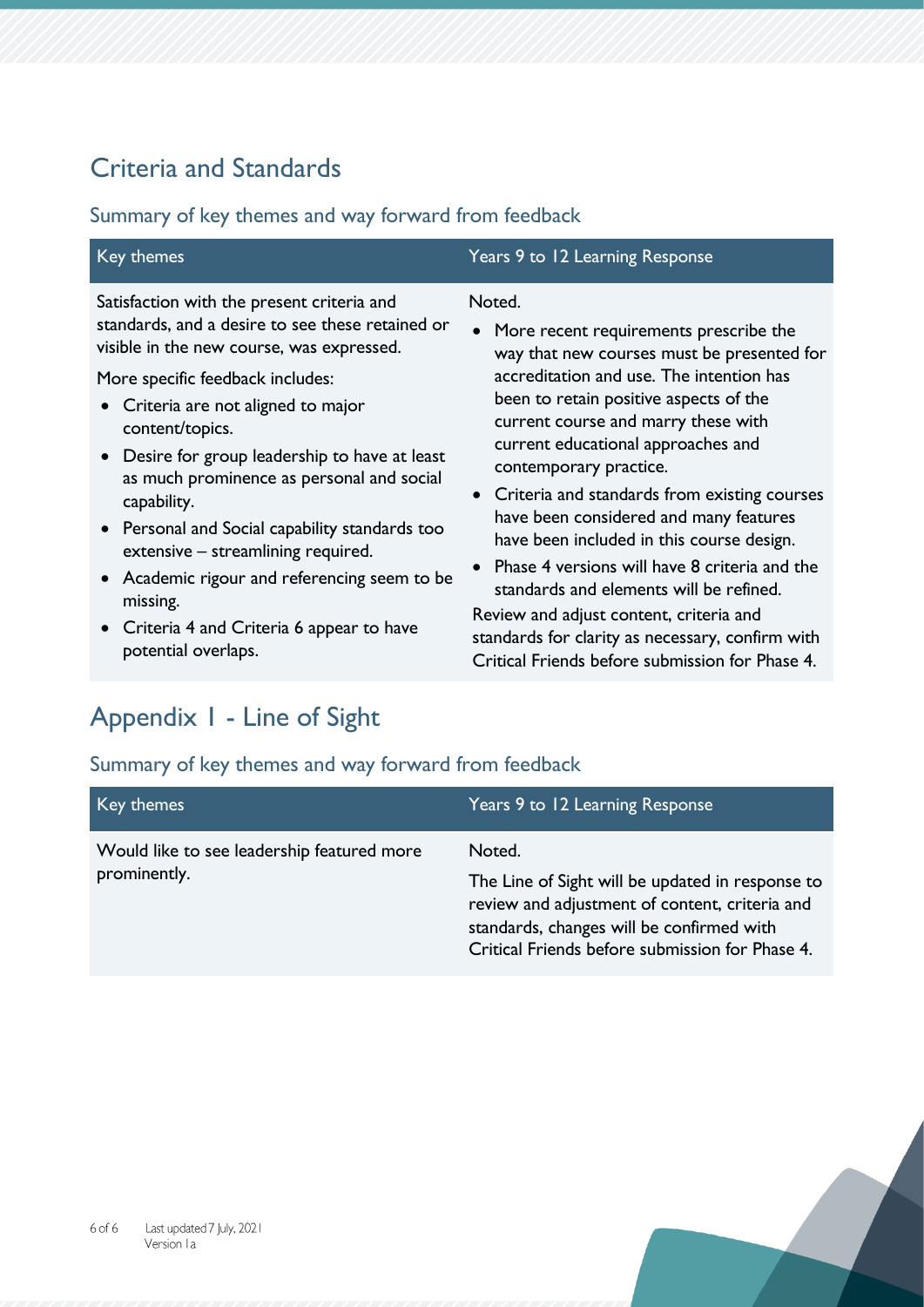## Criteria and Standards

### Summary of key themes and way forward from feedback

| Key themes | Years 9 to 12 Learning Response |
|---|---|
| Satisfaction with the present criteria and standards, and a desire to see these retained or visible in the new course, was expressed.<br><br>More specific feedback includes:<br>• Criteria are not aligned to major content/topics.<br>• Desire for group leadership to have at least as much prominence as personal and social capability.<br>• Personal and Social capability standards too extensive – streamlining required.<br>• Academic rigour and referencing seem to be missing.<br>• Criteria 4 and Criteria 6 appear to have potential overlaps. | Noted.<br>• More recent requirements prescribe the way that new courses must be presented for accreditation and use. The intention has been to retain positive aspects of the current course and marry these with current educational approaches and contemporary practice.<br>• Criteria and standards from existing courses have been considered and many features have been included in this course design.<br>• Phase 4 versions will have 8 criteria and the standards and elements will be refined.<br><br>Review and adjust content, criteria and standards for clarity as necessary, confirm with Critical Friends before submission for Phase 4. |

## Appendix 1 - Line of Sight

### Summary of key themes and way forward from feedback

| Key themes | Years 9 to 12 Learning Response |
|---|---|
| Would like to see leadership featured more prominently. | Noted.<br><br>The Line of Sight will be updated in response to review and adjustment of content, criteria and standards, changes will be confirmed with Critical Friends before submission for Phase 4. |

Last updated 7 July, 2021
Version 1a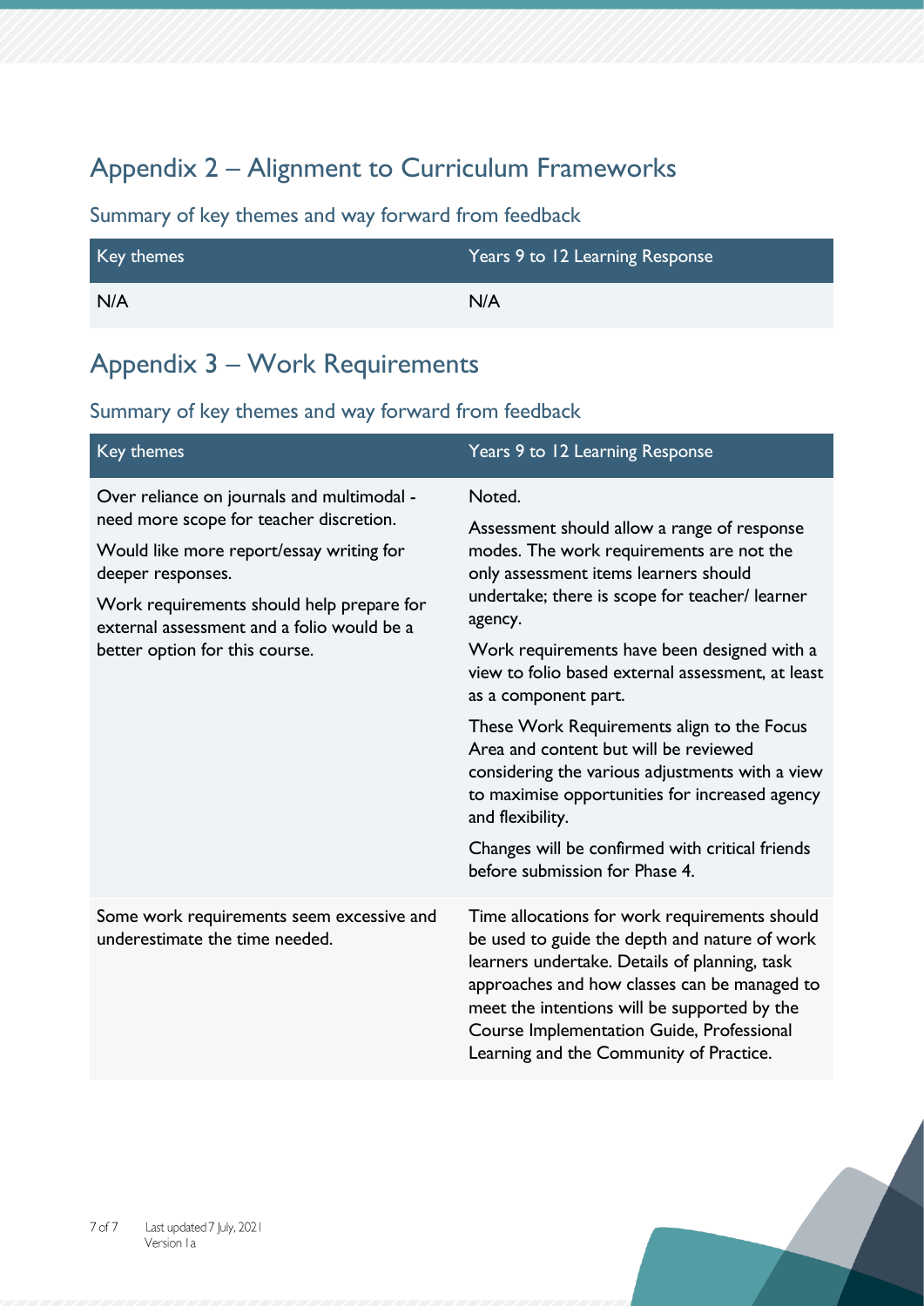## Appendix 2 – Alignment to Curriculum Frameworks

### Summary of key themes and way forward from feedback

| Key themes | Years 9 to 12 Learning Response |
| --- | --- |
| N/A | N/A |

## Appendix 3 – Work Requirements

### Summary of key themes and way forward from feedback

| Key themes | Years 9 to 12 Learning Response |
| --- | --- |
| Over reliance on journals and multimodal - need more scope for teacher discretion.<br><br>Would like more report/essay writing for deeper responses.<br><br>Work requirements should help prepare for external assessment and a folio would be a better option for this course. | Noted.<br><br>Assessment should allow a range of response modes. The work requirements are not the only assessment items learners should undertake; there is scope for teacher/ learner agency.<br><br>Work requirements have been designed with a view to folio based external assessment, at least as a component part.<br><br>These Work Requirements align to the Focus Area and content but will be reviewed considering the various adjustments with a view to maximise opportunities for increased agency and flexibility.<br><br>Changes will be confirmed with critical friends before submission for Phase 4. |
| Some work requirements seem excessive and underestimate the time needed. | Time allocations for work requirements should be used to guide the depth and nature of work learners undertake. Details of planning, task approaches and how classes can be managed to meet the intentions will be supported by the Course Implementation Guide, Professional Learning and the Community of Practice. |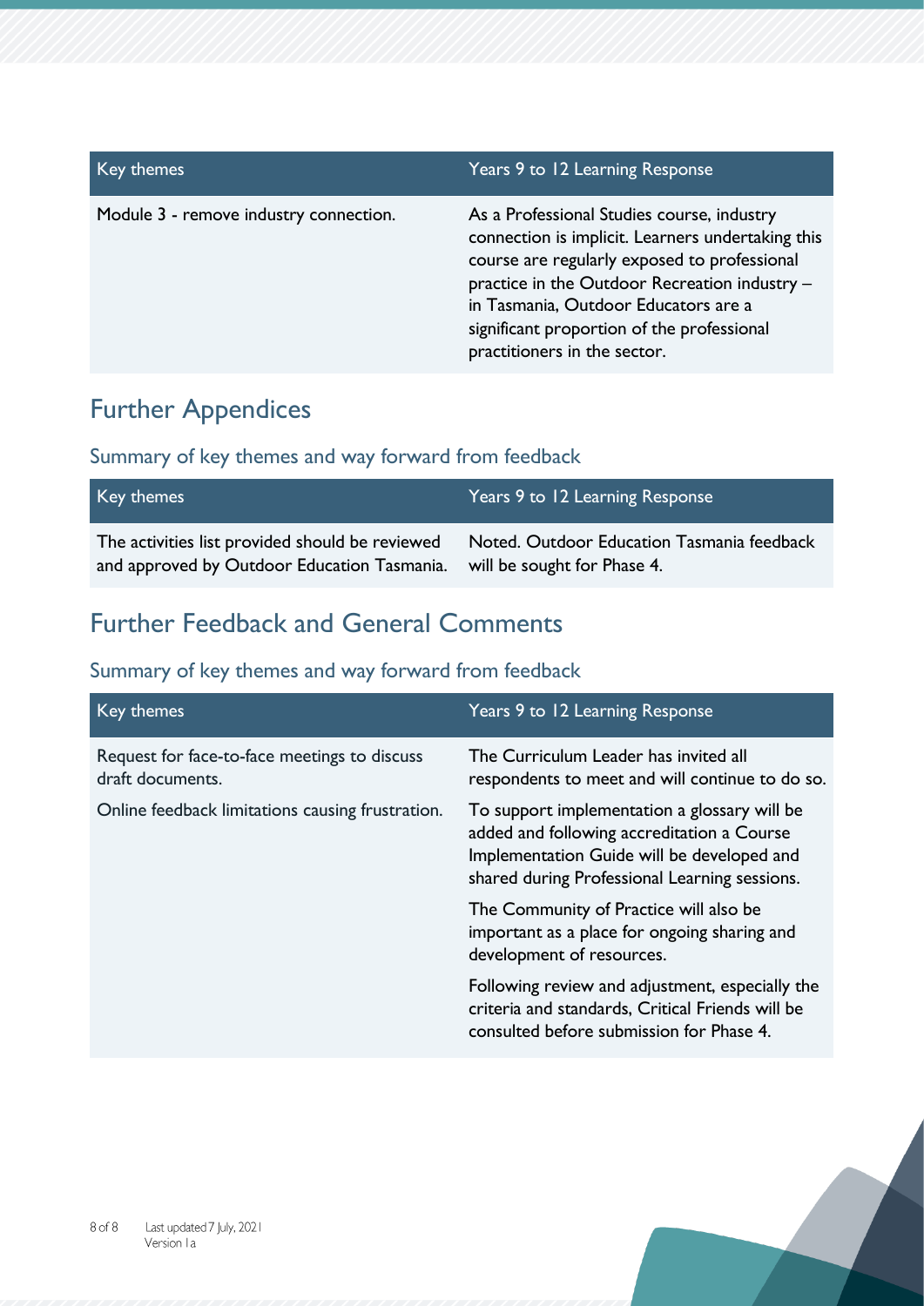| Key themes | Years 9 to 12 Learning Response |
| --- | --- |
| Module 3 - remove industry connection. | As a Professional Studies course, industry connection is implicit. Learners undertaking this course are regularly exposed to professional practice in the Outdoor Recreation industry – in Tasmania, Outdoor Educators are a significant proportion of the professional practitioners in the sector. |

## Further Appendices

### Summary of key themes and way forward from feedback

| Key themes | Years 9 to 12 Learning Response |
| --- | --- |
| The activities list provided should be reviewed and approved by Outdoor Education Tasmania. | Noted. Outdoor Education Tasmania feedback will be sought for Phase 4. |

## Further Feedback and General Comments

### Summary of key themes and way forward from feedback

| Key themes | Years 9 to 12 Learning Response |
| --- | --- |
| Request for face-to-face meetings to discuss draft documents. | The Curriculum Leader has invited all respondents to meet and will continue to do so. |
| Online feedback limitations causing frustration. | To support implementation a glossary will be added and following accreditation a Course Implementation Guide will be developed and shared during Professional Learning sessions. The Community of Practice will also be important as a place for ongoing sharing and development of resources. Following review and adjustment, especially the criteria and standards, Critical Friends will be consulted before submission for Phase 4. |

Last updated 7 July, 2021
Version 1a